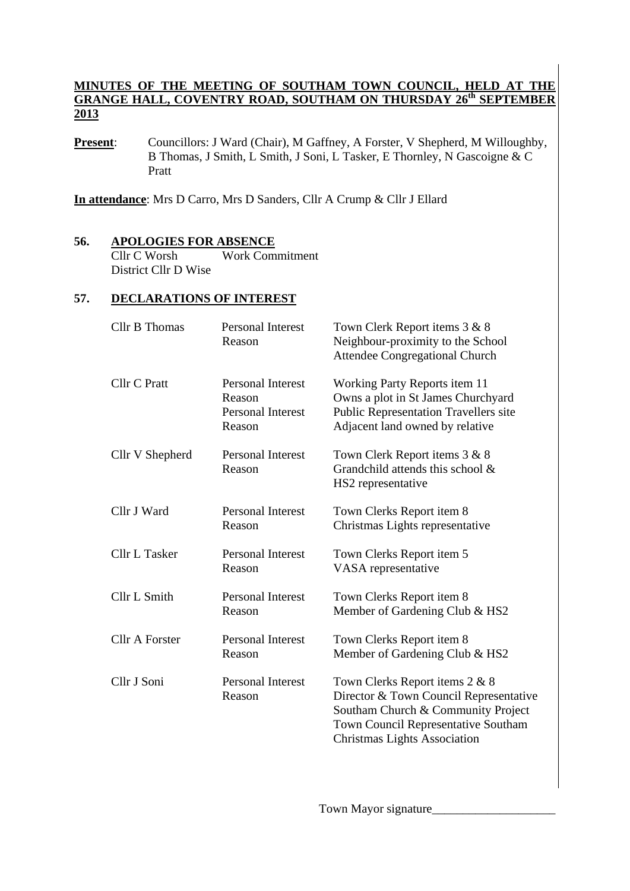**MINUTES OF THE MEETING OF SOUTHAM TOWN COUNCIL, HELD AT THE GRANGE HALL, COVENTRY ROAD, SOUTHAM ON THURSDAY 26th SEPTEMBER 2013**

**Present**: Councillors: J Ward (Chair), M Gaffney, A Forster, V Shepherd, M Willoughby, B Thomas, J Smith, L Smith, J Soni, L Tasker, E Thornley, N Gascoigne & C Pratt

**In attendance**: Mrs D Carro, Mrs D Sanders, Cllr A Crump & Cllr J Ellard

## 56. APOLOGIES FOR ABSENCE

Cllr C Worsh — Work Commitment
District Cllr D Wise

## 57. DECLARATIONS OF INTEREST

| | | |
|---|---|---|
| Cllr B Thomas | Personal Interest | Town Clerk Report items 3 & 8 |
| | Reason | Neighbour-proximity to the School<br>Attendee Congregational Church |
| Cllr C Pratt | Personal Interest | Working Party Reports item 11 |
| | Reason | Owns a plot in St James Churchyard |
| | Personal Interest | Public Representation Travellers site |
| | Reason | Adjacent land owned by relative |
| Cllr V Shepherd | Personal Interest | Town Clerk Report items 3 & 8 |
| | Reason | Grandchild attends this school &<br>HS2 representative |
| Cllr J Ward | Personal Interest | Town Clerks Report item 8 |
| | Reason | Christmas Lights representative |
| Cllr L Tasker | Personal Interest | Town Clerks Report item 5 |
| | Reason | VASA representative |
| Cllr L Smith | Personal Interest | Town Clerks Report item 8 |
| | Reason | Member of Gardening Club & HS2 |
| Cllr A Forster | Personal Interest | Town Clerks Report item 8 |
| | Reason | Member of Gardening Club & HS2 |
| Cllr J Soni | Personal Interest | Town Clerks Report items 2 & 8 |
| | Reason | Director & Town Council Representative<br>Southam Church & Community Project<br>Town Council Representative Southam<br>Christmas Lights Association |

Town Mayor signature____________________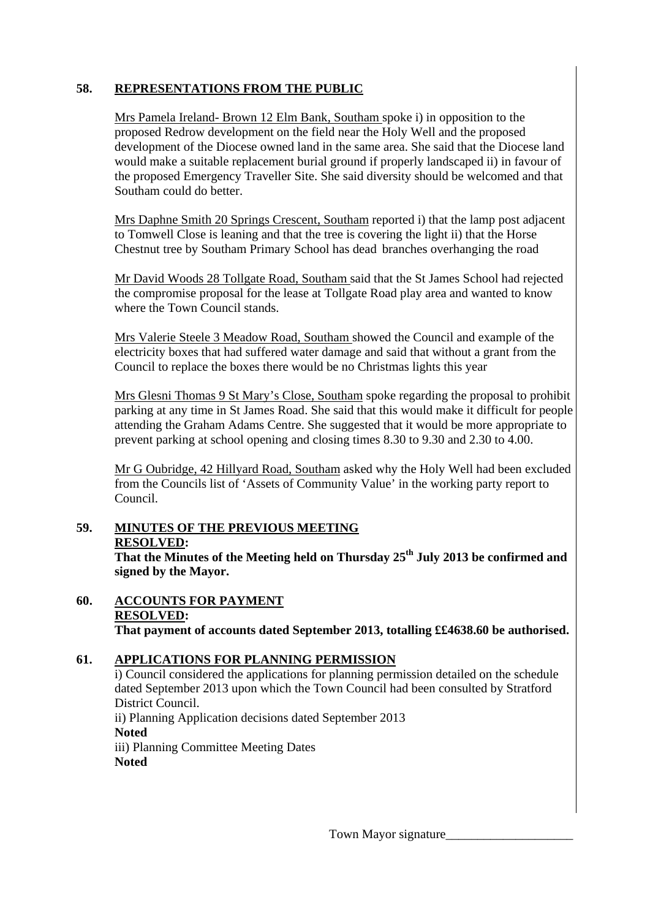**58. REPRESENTATIONS FROM THE PUBLIC**

Mrs Pamela Ireland- Brown 12 Elm Bank, Southam spoke i) in opposition to the proposed Redrow development on the field near the Holy Well and the proposed development of the Diocese owned land in the same area. She said that the Diocese land would make a suitable replacement burial ground if properly landscaped ii) in favour of the proposed Emergency Traveller Site. She said diversity should be welcomed and that Southam could do better.

Mrs Daphne Smith 20 Springs Crescent, Southam reported i) that the lamp post adjacent to Tomwell Close is leaning and that the tree is covering the light ii) that the Horse Chestnut tree by Southam Primary School has dead branches overhanging the road

Mr David Woods 28 Tollgate Road, Southam said that the St James School had rejected the compromise proposal for the lease at Tollgate Road play area and wanted to know where the Town Council stands.

Mrs Valerie Steele 3 Meadow Road, Southam showed the Council and example of the electricity boxes that had suffered water damage and said that without a grant from the Council to replace the boxes there would be no Christmas lights this year

Mrs Glesni Thomas 9 St Mary's Close, Southam spoke regarding the proposal to prohibit parking at any time in St James Road. She said that this would make it difficult for people attending the Graham Adams Centre. She suggested that it would be more appropriate to prevent parking at school opening and closing times 8.30 to 9.30 and 2.30 to 4.00.

Mr G Oubridge, 42 Hillyard Road, Southam asked why the Holy Well had been excluded from the Councils list of 'Assets of Community Value' in the working party report to Council.

**59. MINUTES OF THE PREVIOUS MEETING**

**RESOLVED:**

**That the Minutes of the Meeting held on Thursday 25th July 2013 be confirmed and signed by the Mayor.**

**60. ACCOUNTS FOR PAYMENT**

**RESOLVED:**

**That payment of accounts dated September 2013, totalling ££4638.60 be authorised.**

**61. APPLICATIONS FOR PLANNING PERMISSION**

i) Council considered the applications for planning permission detailed on the schedule dated September 2013 upon which the Town Council had been consulted by Stratford District Council.

ii) Planning Application decisions dated September 2013

**Noted**

iii) Planning Committee Meeting Dates

**Noted**

Town Mayor signature____________________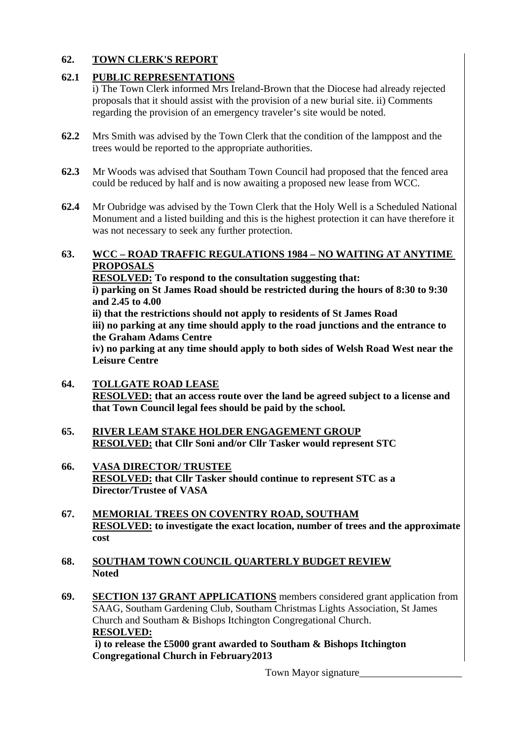**62. TOWN CLERK'S REPORT**

**62.1 PUBLIC REPRESENTATIONS**

i) The Town Clerk informed Mrs Ireland-Brown that the Diocese had already rejected proposals that it should assist with the provision of a new burial site. ii) Comments regarding the provision of an emergency traveler's site would be noted.

**62.2** Mrs Smith was advised by the Town Clerk that the condition of the lamppost and the trees would be reported to the appropriate authorities.

**62.3** Mr Woods was advised that Southam Town Council had proposed that the fenced area could be reduced by half and is now awaiting a proposed new lease from WCC.

**62.4** Mr Oubridge was advised by the Town Clerk that the Holy Well is a Scheduled National Monument and a listed building and this is the highest protection it can have therefore it was not necessary to seek any further protection.

**63. WCC – ROAD TRAFFIC REGULATIONS 1984 – NO WAITING AT ANYTIME PROPOSALS**

**RESOLVED: To respond to the consultation suggesting that:**

**i) parking on St James Road should be restricted during the hours of 8:30 to 9:30 and 2.45 to 4.00**

**ii) that the restrictions should not apply to residents of St James Road**

**iii) no parking at any time should apply to the road junctions and the entrance to the Graham Adams Centre**

**iv) no parking at any time should apply to both sides of Welsh Road West near the Leisure Centre**

**64. TOLLGATE ROAD LEASE**

**RESOLVED: that an access route over the land be agreed subject to a license and that Town Council legal fees should be paid by the school.**

**65. RIVER LEAM STAKE HOLDER ENGAGEMENT GROUP**

**RESOLVED: that Cllr Soni and/or Cllr Tasker would represent STC**

**66. VASA DIRECTOR/ TRUSTEE**

**RESOLVED: that Cllr Tasker should continue to represent STC as a Director/Trustee of VASA**

**67. MEMORIAL TREES ON COVENTRY ROAD, SOUTHAM**

**RESOLVED: to investigate the exact location, number of trees and the approximate cost**

**68. SOUTHAM TOWN COUNCIL QUARTERLY BUDGET REVIEW**

**Noted**

**69. SECTION 137 GRANT APPLICATIONS** members considered grant application from SAAG, Southam Gardening Club, Southam Christmas Lights Association, St James Church and Southam & Bishops Itchington Congregational Church.

**RESOLVED:**

**i) to release the £5000 grant awarded to Southam & Bishops Itchington Congregational Church in February2013**

Town Mayor signature____________________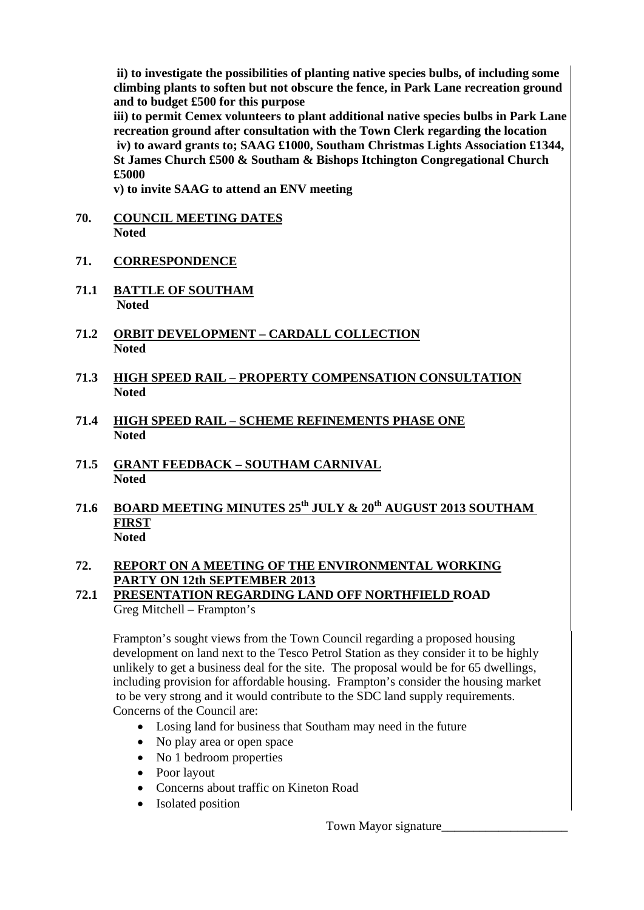**ii) to investigate the possibilities of planting native species bulbs, of including some climbing plants to soften but not obscure the fence, in Park Lane recreation ground and to budget £500 for this purpose**

**iii) to permit Cemex volunteers to plant additional native species bulbs in Park Lane recreation ground after consultation with the Town Clerk regarding the location**

**iv) to award grants to; SAAG £1000, Southam Christmas Lights Association £1344, St James Church £500 & Southam & Bishops Itchington Congregational Church £5000**

**v) to invite SAAG to attend an ENV meeting**

**70. COUNCIL MEETING DATES**
**Noted**

**71. CORRESPONDENCE**

**71.1 BATTLE OF SOUTHAM**
**Noted**

**71.2 ORBIT DEVELOPMENT – CARDALL COLLECTION**
**Noted**

**71.3 HIGH SPEED RAIL – PROPERTY COMPENSATION CONSULTATION**
**Noted**

**71.4 HIGH SPEED RAIL – SCHEME REFINEMENTS PHASE ONE**
**Noted**

**71.5 GRANT FEEDBACK – SOUTHAM CARNIVAL**
**Noted**

**71.6 BOARD MEETING MINUTES 25th JULY & 20th AUGUST 2013 SOUTHAM FIRST**
**Noted**

**72. REPORT ON A MEETING OF THE ENVIRONMENTAL WORKING PARTY ON 12th SEPTEMBER 2013**

**72.1 PRESENTATION REGARDING LAND OFF NORTHFIELD ROAD**
Greg Mitchell – Frampton's

Frampton's sought views from the Town Council regarding a proposed housing development on land next to the Tesco Petrol Station as they consider it to be highly unlikely to get a business deal for the site. The proposal would be for 65 dwellings, including provision for affordable housing. Frampton's consider the housing market to be very strong and it would contribute to the SDC land supply requirements.
Concerns of the Council are:

- Losing land for business that Southam may need in the future
- No play area or open space
- No 1 bedroom properties
- Poor layout
- Concerns about traffic on Kineton Road
- Isolated position

Town Mayor signature____________________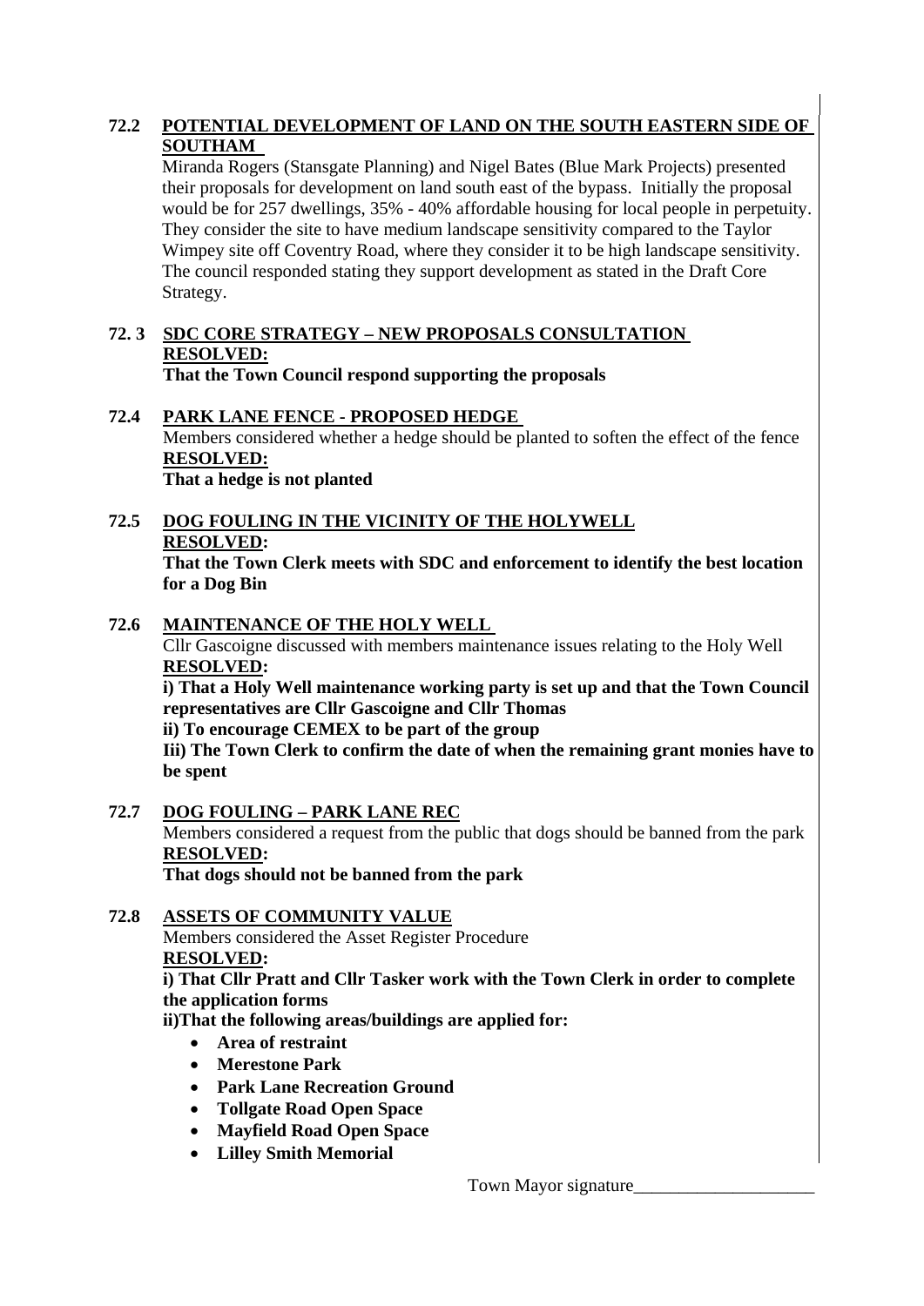**72.2 POTENTIAL DEVELOPMENT OF LAND ON THE SOUTH EASTERN SIDE OF SOUTHAM**

Miranda Rogers (Stansgate Planning) and Nigel Bates (Blue Mark Projects) presented their proposals for development on land south east of the bypass. Initially the proposal would be for 257 dwellings, 35% - 40% affordable housing for local people in perpetuity. They consider the site to have medium landscape sensitivity compared to the Taylor Wimpey site off Coventry Road, where they consider it to be high landscape sensitivity. The council responded stating they support development as stated in the Draft Core Strategy.

**72. 3 SDC CORE STRATEGY – NEW PROPOSALS CONSULTATION**

**RESOLVED:**

**That the Town Council respond supporting the proposals**

**72.4 PARK LANE FENCE - PROPOSED HEDGE**

Members considered whether a hedge should be planted to soften the effect of the fence

**RESOLVED:**

**That a hedge is not planted**

**72.5 DOG FOULING IN THE VICINITY OF THE HOLYWELL**

**RESOLVED:**

**That the Town Clerk meets with SDC and enforcement to identify the best location for a Dog Bin**

**72.6 MAINTENANCE OF THE HOLY WELL**

Cllr Gascoigne discussed with members maintenance issues relating to the Holy Well

**RESOLVED:**

**i) That a Holy Well maintenance working party is set up and that the Town Council representatives are Cllr Gascoigne and Cllr Thomas**

**ii) To encourage CEMEX to be part of the group**

**Iii) The Town Clerk to confirm the date of when the remaining grant monies have to be spent**

**72.7 DOG FOULING – PARK LANE REC**

Members considered a request from the public that dogs should be banned from the park

**RESOLVED:**

**That dogs should not be banned from the park**

**72.8 ASSETS OF COMMUNITY VALUE**

Members considered the Asset Register Procedure

**RESOLVED:**

**i) That Cllr Pratt and Cllr Tasker work with the Town Clerk in order to complete the application forms**

**ii)That the following areas/buildings are applied for:**

- **Area of restraint**
- **Merestone Park**
- **Park Lane Recreation Ground**
- **Tollgate Road Open Space**
- **Mayfield Road Open Space**
- **Lilley Smith Memorial**

Town Mayor signature____________________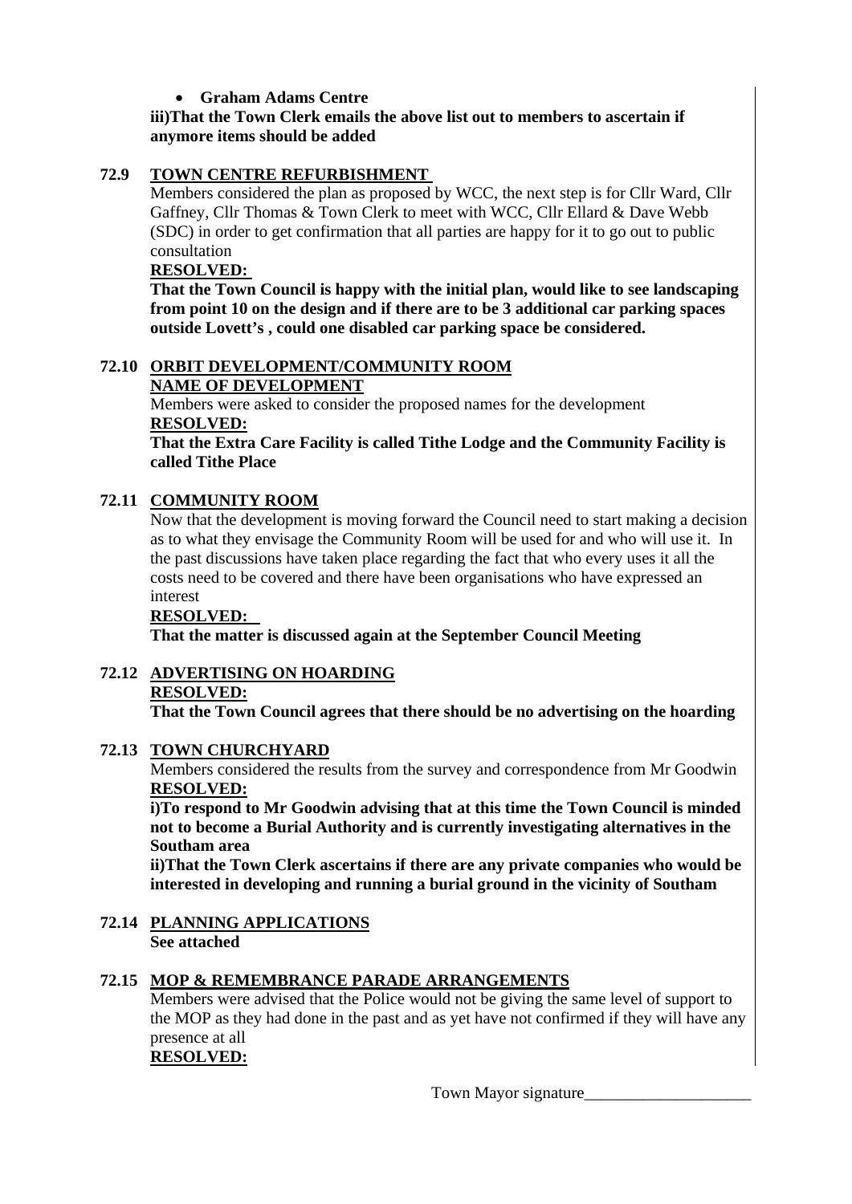- **Graham Adams Centre**

**iii)That the Town Clerk emails the above list out to members to ascertain if anymore items should be added**

**72.9 TOWN CENTRE REFURBISHMENT**

Members considered the plan as proposed by WCC, the next step is for Cllr Ward, Cllr Gaffney, Cllr Thomas & Town Clerk to meet with WCC, Cllr Ellard & Dave Webb (SDC) in order to get confirmation that all parties are happy for it to go out to public consultation

**RESOLVED:**

**That the Town Council is happy with the initial plan, would like to see landscaping from point 10 on the design and if there are to be 3 additional car parking spaces outside Lovett's , could one disabled car parking space be considered.**

**72.10 ORBIT DEVELOPMENT/COMMUNITY ROOM**

**NAME OF DEVELOPMENT**

Members were asked to consider the proposed names for the development

**RESOLVED:**

**That the Extra Care Facility is called Tithe Lodge and the Community Facility is called Tithe Place**

**72.11 COMMUNITY ROOM**

Now that the development is moving forward the Council need to start making a decision as to what they envisage the Community Room will be used for and who will use it. In the past discussions have taken place regarding the fact that who every uses it all the costs need to be covered and there have been organisations who have expressed an interest

**RESOLVED:**

**That the matter is discussed again at the September Council Meeting**

**72.12 ADVERTISING ON HOARDING**

**RESOLVED:**

**That the Town Council agrees that there should be no advertising on the hoarding**

**72.13 TOWN CHURCHYARD**

Members considered the results from the survey and correspondence from Mr Goodwin

**RESOLVED:**

**i)To respond to Mr Goodwin advising that at this time the Town Council is minded not to become a Burial Authority and is currently investigating alternatives in the Southam area**

**ii)That the Town Clerk ascertains if there are any private companies who would be interested in developing and running a burial ground in the vicinity of Southam**

**72.14 PLANNING APPLICATIONS**

**See attached**

**72.15 MOP & REMEMBRANCE PARADE ARRANGEMENTS**

Members were advised that the Police would not be giving the same level of support to the MOP as they had done in the past and as yet have not confirmed if they will have any presence at all

**RESOLVED:**

Town Mayor signature____________________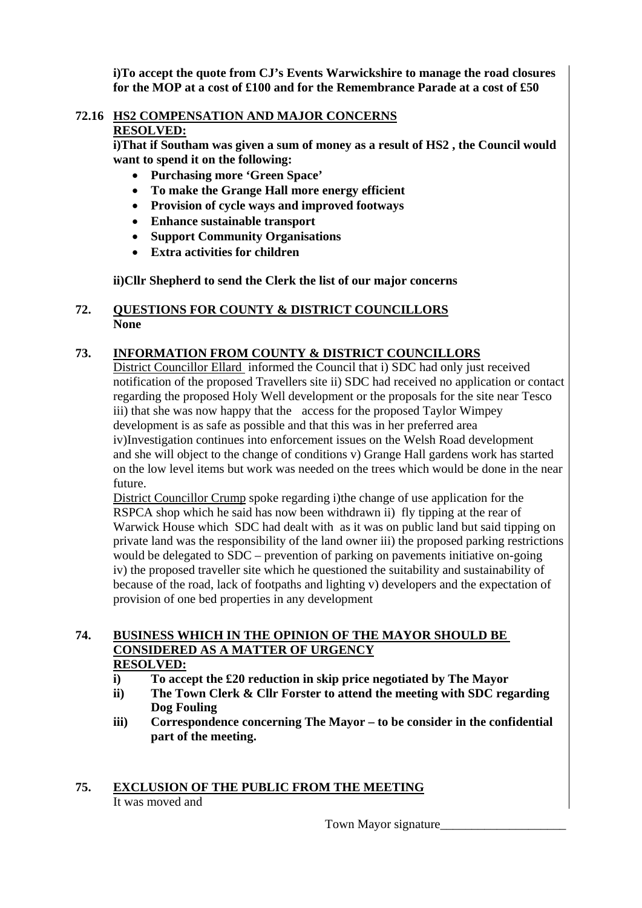**i)To accept the quote from CJ's Events Warwickshire to manage the road closures for the MOP at a cost of £100 and for the Remembrance Parade at a cost of £50**

## 72.16 HS2 COMPENSATION AND MAJOR CONCERNS

**RESOLVED:**

**i)That if Southam was given a sum of money as a result of HS2 , the Council would want to spend it on the following:**

- **Purchasing more 'Green Space'**
- **To make the Grange Hall more energy efficient**
- **Provision of cycle ways and improved footways**
- **Enhance sustainable transport**
- **Support Community Organisations**
- **Extra activities for children**

**ii)Cllr Shepherd to send the Clerk the list of our major concerns**

## 72. QUESTIONS FOR COUNTY & DISTRICT COUNCILLORS

**None**

## 73. INFORMATION FROM COUNTY & DISTRICT COUNCILLORS

District Councillor Ellard informed the Council that i) SDC had only just received notification of the proposed Travellers site ii) SDC had received no application or contact regarding the proposed Holy Well development or the proposals for the site near Tesco iii) that she was now happy that the access for the proposed Taylor Wimpey development is as safe as possible and that this was in her preferred area iv)Investigation continues into enforcement issues on the Welsh Road development and she will object to the change of conditions v) Grange Hall gardens work has started on the low level items but work was needed on the trees which would be done in the near future.

District Councillor Crump spoke regarding i)the change of use application for the RSPCA shop which he said has now been withdrawn ii) fly tipping at the rear of Warwick House which SDC had dealt with as it was on public land but said tipping on private land was the responsibility of the land owner iii) the proposed parking restrictions would be delegated to SDC – prevention of parking on pavements initiative on-going iv) the proposed traveller site which he questioned the suitability and sustainability of because of the road, lack of footpaths and lighting v) developers and the expectation of provision of one bed properties in any development

## 74. BUSINESS WHICH IN THE OPINION OF THE MAYOR SHOULD BE CONSIDERED AS A MATTER OF URGENCY

**RESOLVED:**

**i) To accept the £20 reduction in skip price negotiated by The Mayor**

**ii) The Town Clerk & Cllr Forster to attend the meeting with SDC regarding Dog Fouling**

**iii) Correspondence concerning The Mayor – to be consider in the confidential part of the meeting.**

## 75. EXCLUSION OF THE PUBLIC FROM THE MEETING

It was moved and

Town Mayor signature____________________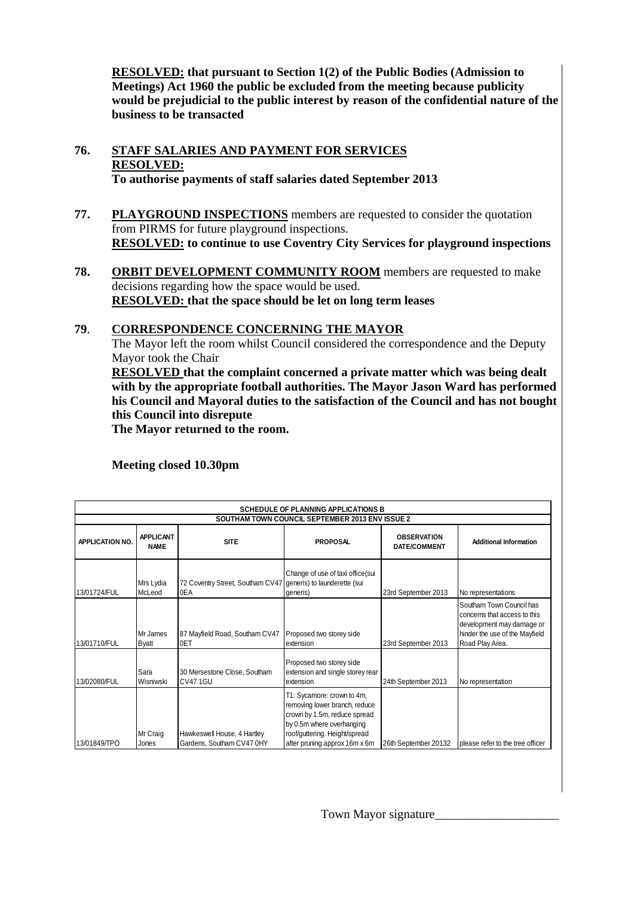**RESOLVED: that pursuant to Section 1(2) of the Public Bodies (Admission to Meetings) Act 1960 the public be excluded from the meeting because publicity would be prejudicial to the public interest by reason of the confidential nature of the business to be transacted**

**76. STAFF SALARIES AND PAYMENT FOR SERVICES**
**RESOLVED:**
**To authorise payments of staff salaries dated September 2013**

**77. PLAYGROUND INSPECTIONS** members are requested to consider the quotation from PIRMS for future playground inspections.
**RESOLVED: to continue to use Coventry City Services for playground inspections**

**78. ORBIT DEVELOPMENT COMMUNITY ROOM** members are requested to make decisions regarding how the space would be used.
**RESOLVED: that the space should be let on long term leases**

**79. CORRESPONDENCE CONCERNING THE MAYOR**
The Mayor left the room whilst Council considered the correspondence and the Deputy Mayor took the Chair
**RESOLVED that the complaint concerned a private matter which was being dealt with by the appropriate football authorities. The Mayor Jason Ward has performed his Council and Mayoral duties to the satisfaction of the Council and has not bought this Council into disrepute**
**The Mayor returned to the room.**

**Meeting closed 10.30pm**

| SCHEDULE OF PLANNING APPLICATIONS B | | | | | |
|---|---|---|---|---|---|
| SOUTHAM TOWN COUNCIL SEPTEMBER 2013 ENV ISSUE 2 | | | | | |
| APPLICATION NO. | APPLICANT NAME | SITE | PROPOSAL | OBSERVATION DATE/COMMENT | Additional Information |
| 13/01724/FUL | Mrs Lydia McLeod | 72 Coventry Street, Southam CV47 0EA | Change of use of taxi office(sui generis) to launderette (sui generis) | 23rd September 2013 | No representations |
| 13/01710/FUL | Mr James Byatt | 87 Mayfield Road, Southam CV47 0ET | Proposed two storey side extension | 23rd September 2013 | Southam Town Council has concerns that access to this development may damage or hinder the use of the Mayfield Road Play Area. |
| 13/02080/FUL | Sara Wisniwski | 30 Mersestone Close, Southam CV47 1GU | Proposed two storey side extension and single storey rear extension | 24th September 2013 | No representation |
| 13/01849/TPO | Mr Craig Jones | Hawkeswell House, 4 Hartley Gardens, Southam CV47 0HY | T1: Sycamore: crown to 4m, removing lower branch, reduce crown by 1.5m, reduce spread by 0.5m where overhanging roof/guttering. Height/spread after pruning approx 16m x 6m | 26th September 20132 | please refer to the tree officer |

Town Mayor signature____________________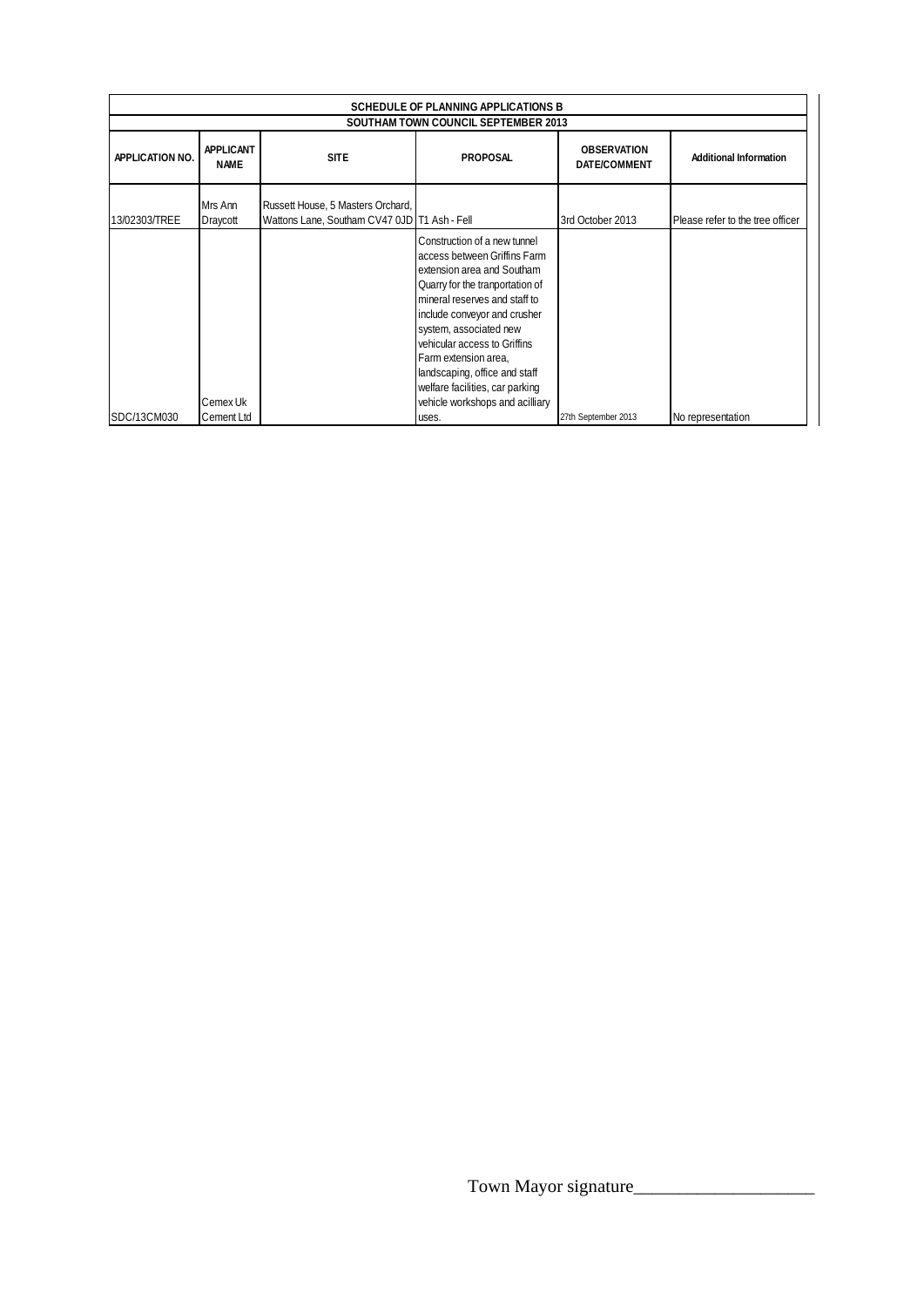| SCHEDULE OF PLANNING APPLICATIONS B | | | | | |
|---|---|---|---|---|---|
| SOUTHAM TOWN COUNCIL SEPTEMBER 2013 | | | | | |
| APPLICATION NO. | APPLICANT NAME | SITE | PROPOSAL | OBSERVATION DATE/COMMENT | Additional Information |
| 13/02303/TREE | Mrs Ann Draycott | Russett House, 5 Masters Orchard, Wattons Lane, Southam CV47 0JD | T1 Ash - Fell | 3rd October 2013 | Please refer to the tree officer |
| SDC/13CM030 | Cemex Uk Cement Ltd | | Construction of a new tunnel access between Griffins Farm extension area and Southam Quarry for the tranportation of mineral reserves and staff to include conveyor and crusher system, associated new vehicular access to Griffins Farm extension area, landscaping, office and staff welfare facilities, car parking vehicle workshops and acilliary uses. | 27th September 2013 | No representation |

Town Mayor signature____________________